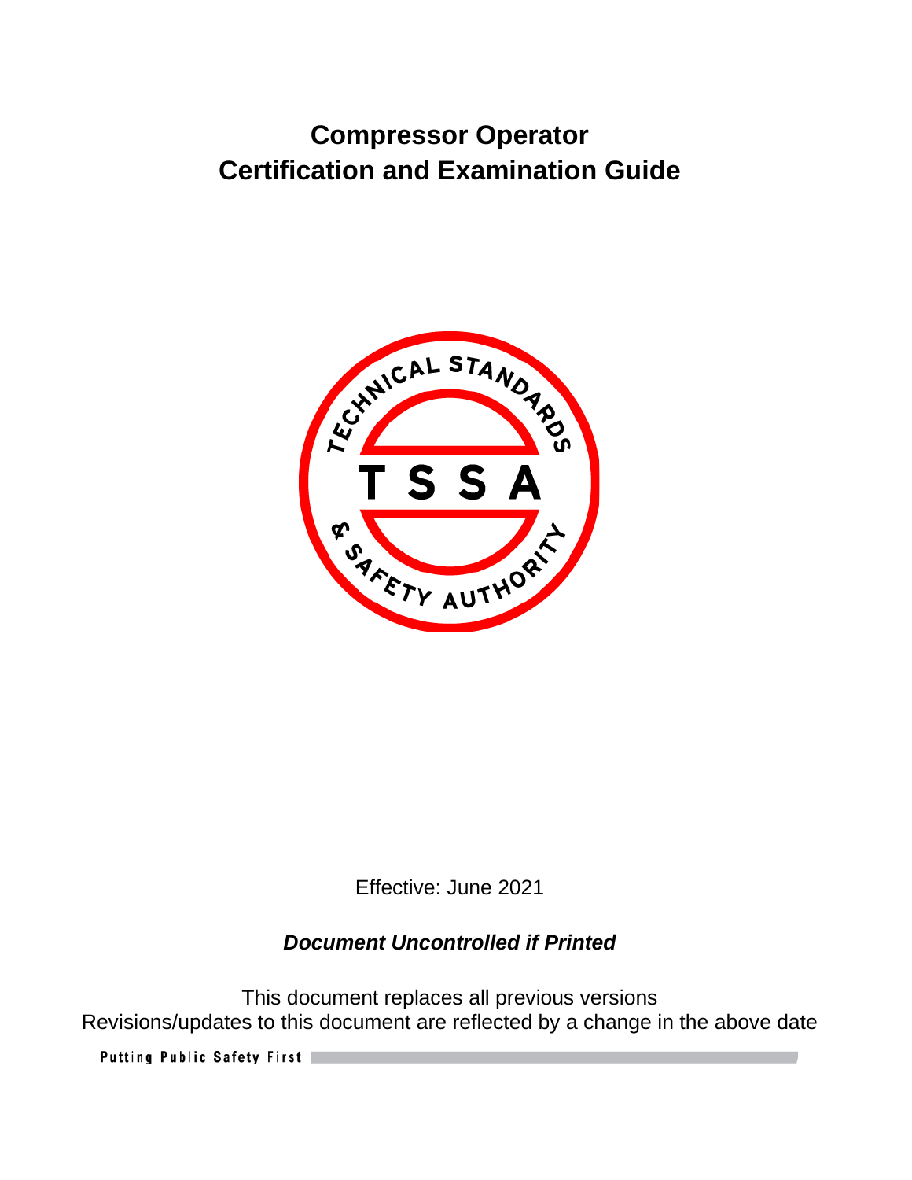# Compressor Operator
# Certification and Examination Guide

Effective: June 2021

***Document Uncontrolled if Printed***

This document replaces all previous versions
Revisions/updates to this document are reflected by a change in the above date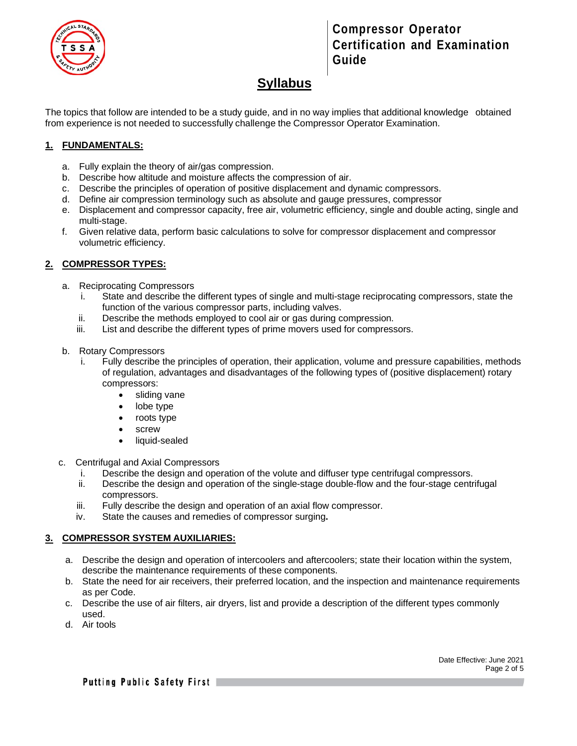## Syllabus

The topics that follow are intended to be a study guide, and in no way implies that additional knowledge obtained from experience is not needed to successfully challenge the Compressor Operator Examination.

### 1. FUNDAMENTALS:

a. Fully explain the theory of air/gas compression.
b. Describe how altitude and moisture affects the compression of air.
c. Describe the principles of operation of positive displacement and dynamic compressors.
d. Define air compression terminology such as absolute and gauge pressures, compressor
e. Displacement and compressor capacity, free air, volumetric efficiency, single and double acting, single and multi-stage.
f. Given relative data, perform basic calculations to solve for compressor displacement and compressor volumetric efficiency.

### 2. COMPRESSOR TYPES:

a. Reciprocating Compressors
   i. State and describe the different types of single and multi-stage reciprocating compressors, state the function of the various compressor parts, including valves.
   ii. Describe the methods employed to cool air or gas during compression.
   iii. List and describe the different types of prime movers used for compressors.

b. Rotary Compressors
   i. Fully describe the principles of operation, their application, volume and pressure capabilities, methods of regulation, advantages and disadvantages of the following types of (positive displacement) rotary compressors:
      - sliding vane
      - lobe type
      - roots type
      - screw
      - liquid-sealed

c. Centrifugal and Axial Compressors
   i. Describe the design and operation of the volute and diffuser type centrifugal compressors.
   ii. Describe the design and operation of the single-stage double-flow and the four-stage centrifugal compressors.
   iii. Fully describe the design and operation of an axial flow compressor.
   iv. State the causes and remedies of compressor surging.

### 3. COMPRESSOR SYSTEM AUXILIARIES:

a. Describe the design and operation of intercoolers and aftercoolers; state their location within the system, describe the maintenance requirements of these components.
b. State the need for air receivers, their preferred location, and the inspection and maintenance requirements as per Code.
c. Describe the use of air filters, air dryers, list and provide a description of the different types commonly used.
d. Air tools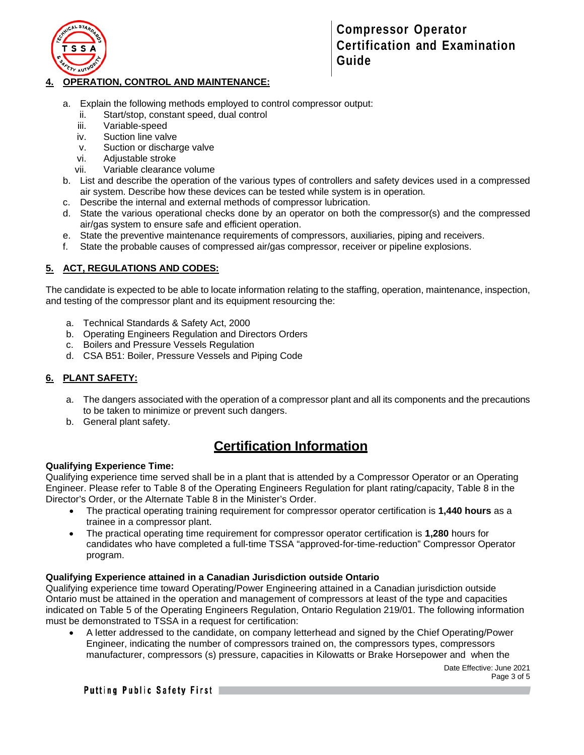## 4. OPERATION, CONTROL AND MAINTENANCE:

a. Explain the following methods employed to control compressor output:
   - ii. Start/stop, constant speed, dual control
   - iii. Variable-speed
   - iv. Suction line valve
   - v. Suction or discharge valve
   - vi. Adjustable stroke
   - vii. Variable clearance volume

b. List and describe the operation of the various types of controllers and safety devices used in a compressed air system. Describe how these devices can be tested while system is in operation.

c. Describe the internal and external methods of compressor lubrication.

d. State the various operational checks done by an operator on both the compressor(s) and the compressed air/gas system to ensure safe and efficient operation.

e. State the preventive maintenance requirements of compressors, auxiliaries, piping and receivers.

f. State the probable causes of compressed air/gas compressor, receiver or pipeline explosions.

## 5. ACT, REGULATIONS AND CODES:

The candidate is expected to be able to locate information relating to the staffing, operation, maintenance, inspection, and testing of the compressor plant and its equipment resourcing the:

a. Technical Standards & Safety Act, 2000
b. Operating Engineers Regulation and Directors Orders
c. Boilers and Pressure Vessels Regulation
d. CSA B51: Boiler, Pressure Vessels and Piping Code

## 6. PLANT SAFETY:

a. The dangers associated with the operation of a compressor plant and all its components and the precautions to be taken to minimize or prevent such dangers.
b. General plant safety.

# Certification Information

**Qualifying Experience Time:**
Qualifying experience time served shall be in a plant that is attended by a Compressor Operator or an Operating Engineer. Please refer to Table 8 of the Operating Engineers Regulation for plant rating/capacity, Table 8 in the Director's Order, or the Alternate Table 8 in the Minister's Order.

- The practical operating training requirement for compressor operator certification is **1,440 hours** as a trainee in a compressor plant.
- The practical operating time requirement for compressor operator certification is **1,280** hours for candidates who have completed a full-time TSSA "approved-for-time-reduction" Compressor Operator program.

**Qualifying Experience attained in a Canadian Jurisdiction outside Ontario**
Qualifying experience time toward Operating/Power Engineering attained in a Canadian jurisdiction outside Ontario must be attained in the operation and management of compressors at least of the type and capacities indicated on Table 5 of the Operating Engineers Regulation, Ontario Regulation 219/01. The following information must be demonstrated to TSSA in a request for certification:

- A letter addressed to the candidate, on company letterhead and signed by the Chief Operating/Power Engineer, indicating the number of compressors trained on, the compressors types, compressors manufacturer, compressors (s) pressure, capacities in Kilowatts or Brake Horsepower and when the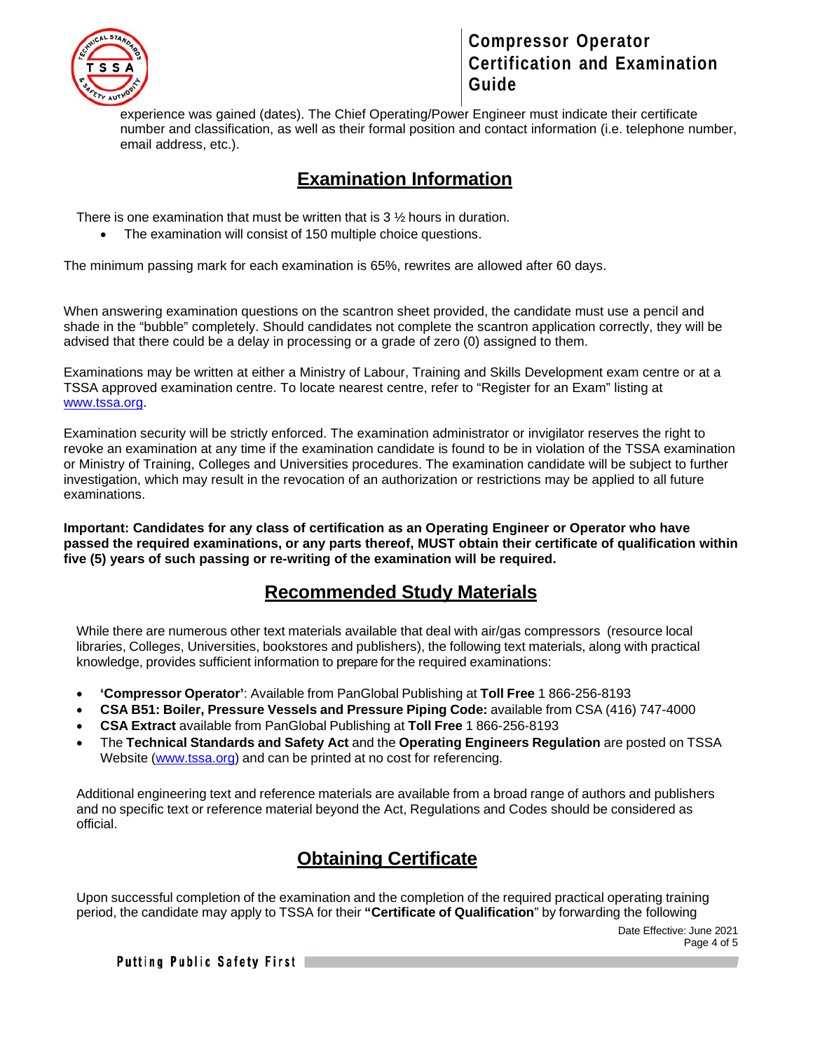experience was gained (dates). The Chief Operating/Power Engineer must indicate their certificate number and classification, as well as their formal position and contact information (i.e. telephone number, email address, etc.).

## Examination Information

There is one examination that must be written that is 3 ½ hours in duration.

- The examination will consist of 150 multiple choice questions.

The minimum passing mark for each examination is 65%, rewrites are allowed after 60 days.

When answering examination questions on the scantron sheet provided, the candidate must use a pencil and shade in the "bubble" completely. Should candidates not complete the scantron application correctly, they will be advised that there could be a delay in processing or a grade of zero (0) assigned to them.

Examinations may be written at either a Ministry of Labour, Training and Skills Development exam centre or at a TSSA approved examination centre. To locate nearest centre, refer to "Register for an Exam" listing at www.tssa.org.

Examination security will be strictly enforced. The examination administrator or invigilator reserves the right to revoke an examination at any time if the examination candidate is found to be in violation of the TSSA examination or Ministry of Training, Colleges and Universities procedures. The examination candidate will be subject to further investigation, which may result in the revocation of an authorization or restrictions may be applied to all future examinations.

**Important: Candidates for any class of certification as an Operating Engineer or Operator who have passed the required examinations, or any parts thereof, MUST obtain their certificate of qualification within five (5) years of such passing or re-writing of the examination will be required.**

## Recommended Study Materials

While there are numerous other text materials available that deal with air/gas compressors (resource local libraries, Colleges, Universities, bookstores and publishers), the following text materials, along with practical knowledge, provides sufficient information to prepare for the required examinations:

- **'Compressor Operator'**: Available from PanGlobal Publishing at **Toll Free** 1 866-256-8193
- **CSA B51: Boiler, Pressure Vessels and Pressure Piping Code:** available from CSA (416) 747-4000
- **CSA Extract** available from PanGlobal Publishing at **Toll Free** 1 866-256-8193
- The **Technical Standards and Safety Act** and the **Operating Engineers Regulation** are posted on TSSA Website (www.tssa.org) and can be printed at no cost for referencing.

Additional engineering text and reference materials are available from a broad range of authors and publishers and no specific text or reference material beyond the Act, Regulations and Codes should be considered as official.

## Obtaining Certificate

Upon successful completion of the examination and the completion of the required practical operating training period, the candidate may apply to TSSA for their **"Certificate of Qualification"** by forwarding the following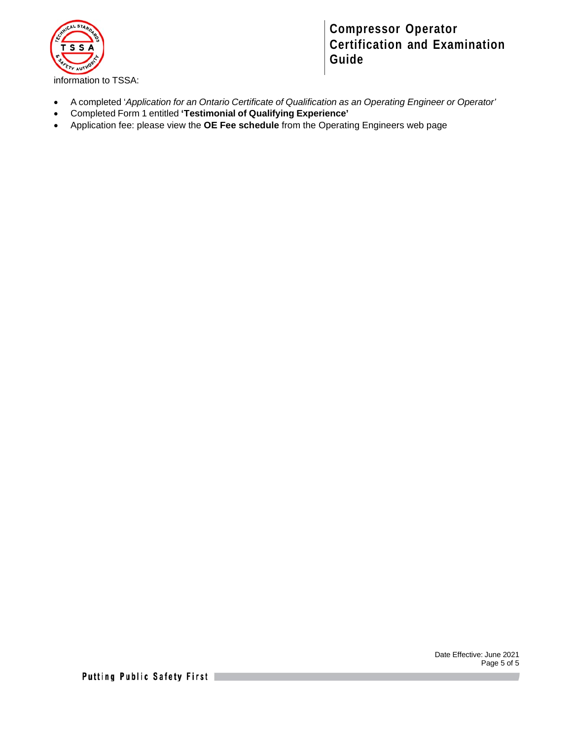information to TSSA:

- A completed '*Application for an Ontario Certificate of Qualification as an Operating Engineer or Operator'*
- Completed Form 1 entitled **'Testimonial of Qualifying Experience'**
- Application fee: please view the **OE Fee schedule** from the Operating Engineers web page